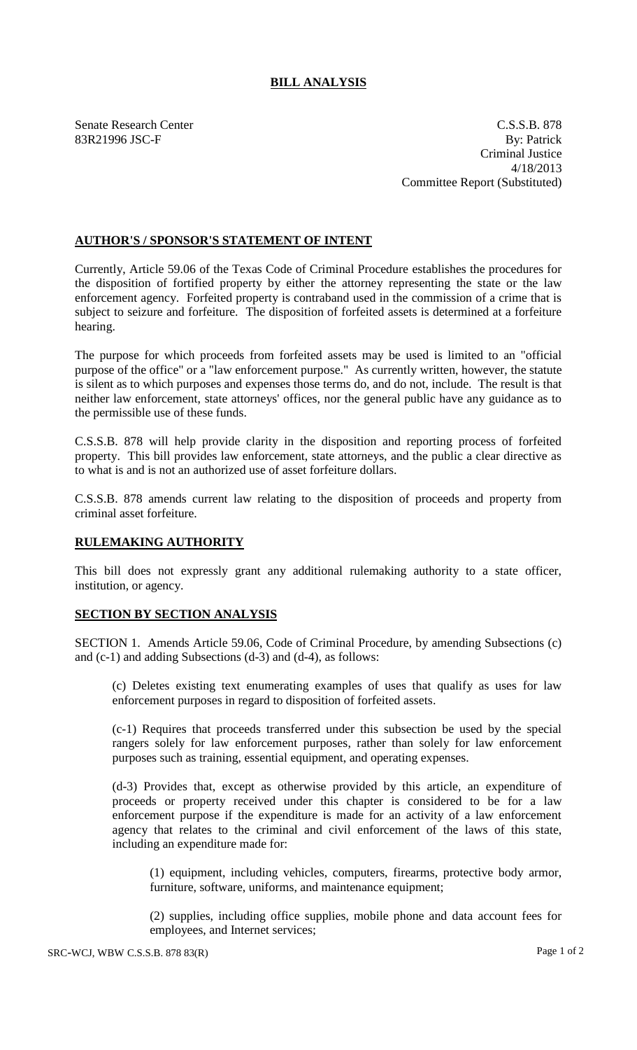# BILL ANALYSIS

Senate Research Center
83R21996 JSC-F

C.S.S.B. 878
By: Patrick
Criminal Justice
4/18/2013
Committee Report (Substituted)

## AUTHOR'S / SPONSOR'S STATEMENT OF INTENT

Currently, Article 59.06 of the Texas Code of Criminal Procedure establishes the procedures for the disposition of fortified property by either the attorney representing the state or the law enforcement agency. Forfeited property is contraband used in the commission of a crime that is subject to seizure and forfeiture. The disposition of forfeited assets is determined at a forfeiture hearing.

The purpose for which proceeds from forfeited assets may be used is limited to an "official purpose of the office" or a "law enforcement purpose." As currently written, however, the statute is silent as to which purposes and expenses those terms do, and do not, include. The result is that neither law enforcement, state attorneys' offices, nor the general public have any guidance as to the permissible use of these funds.

C.S.S.B. 878 will help provide clarity in the disposition and reporting process of forfeited property. This bill provides law enforcement, state attorneys, and the public a clear directive as to what is and is not an authorized use of asset forfeiture dollars.

C.S.S.B. 878 amends current law relating to the disposition of proceeds and property from criminal asset forfeiture.

## RULEMAKING AUTHORITY

This bill does not expressly grant any additional rulemaking authority to a state officer, institution, or agency.

## SECTION BY SECTION ANALYSIS

SECTION 1. Amends Article 59.06, Code of Criminal Procedure, by amending Subsections (c) and (c-1) and adding Subsections (d-3) and (d-4), as follows:

(c) Deletes existing text enumerating examples of uses that qualify as uses for law enforcement purposes in regard to disposition of forfeited assets.

(c-1) Requires that proceeds transferred under this subsection be used by the special rangers solely for law enforcement purposes, rather than solely for law enforcement purposes such as training, essential equipment, and operating expenses.

(d-3) Provides that, except as otherwise provided by this article, an expenditure of proceeds or property received under this chapter is considered to be for a law enforcement purpose if the expenditure is made for an activity of a law enforcement agency that relates to the criminal and civil enforcement of the laws of this state, including an expenditure made for:

(1) equipment, including vehicles, computers, firearms, protective body armor, furniture, software, uniforms, and maintenance equipment;

(2) supplies, including office supplies, mobile phone and data account fees for employees, and Internet services;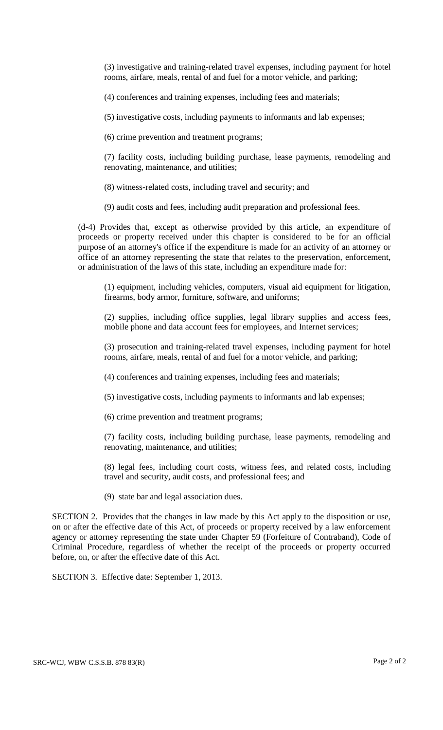(3) investigative and training-related travel expenses, including payment for hotel rooms, airfare, meals, rental of and fuel for a motor vehicle, and parking;

(4) conferences and training expenses, including fees and materials;

(5) investigative costs, including payments to informants and lab expenses;

(6) crime prevention and treatment programs;

(7) facility costs, including building purchase, lease payments, remodeling and renovating, maintenance, and utilities;

(8) witness-related costs, including travel and security; and

(9) audit costs and fees, including audit preparation and professional fees.

(d-4) Provides that, except as otherwise provided by this article, an expenditure of proceeds or property received under this chapter is considered to be for an official purpose of an attorney's office if the expenditure is made for an activity of an attorney or office of an attorney representing the state that relates to the preservation, enforcement, or administration of the laws of this state, including an expenditure made for:

(1) equipment, including vehicles, computers, visual aid equipment for litigation, firearms, body armor, furniture, software, and uniforms;

(2) supplies, including office supplies, legal library supplies and access fees, mobile phone and data account fees for employees, and Internet services;

(3) prosecution and training-related travel expenses, including payment for hotel rooms, airfare, meals, rental of and fuel for a motor vehicle, and parking;

(4) conferences and training expenses, including fees and materials;

(5) investigative costs, including payments to informants and lab expenses;

(6) crime prevention and treatment programs;

(7) facility costs, including building purchase, lease payments, remodeling and renovating, maintenance, and utilities;

(8) legal fees, including court costs, witness fees, and related costs, including travel and security, audit costs, and professional fees; and

(9) state bar and legal association dues.

SECTION 2. Provides that the changes in law made by this Act apply to the disposition or use, on or after the effective date of this Act, of proceeds or property received by a law enforcement agency or attorney representing the state under Chapter 59 (Forfeiture of Contraband), Code of Criminal Procedure, regardless of whether the receipt of the proceeds or property occurred before, on, or after the effective date of this Act.

SECTION 3. Effective date: September 1, 2013.